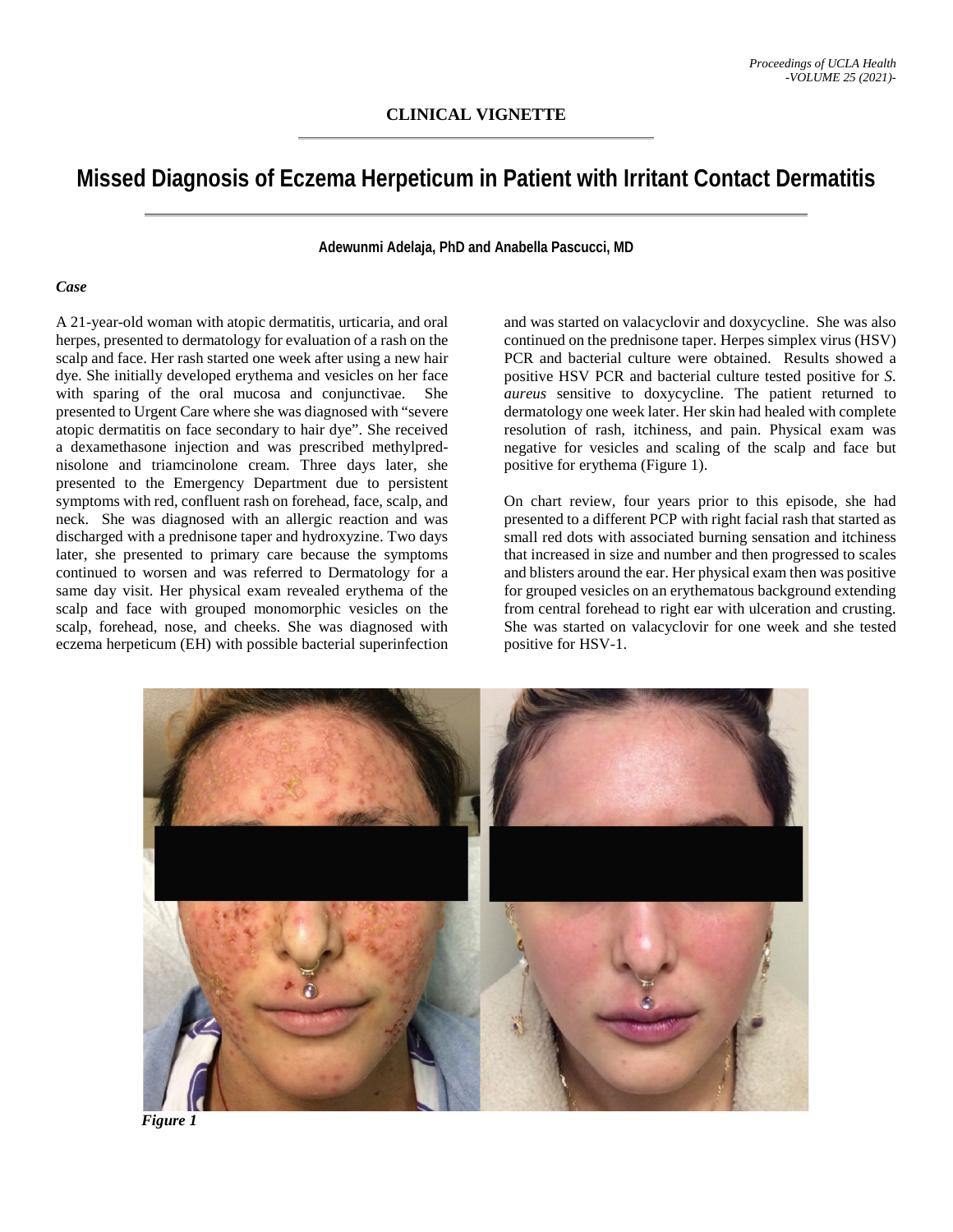CLINICAL VIGNETTE

# Missed Diagnosis of Eczema Herpeticum in Patient with Irritant Contact Dermatitis

**Adewunmi Adelaja, PhD and Anabella Pascucci, MD**

### *Case*

A 21-year-old woman with atopic dermatitis, urticaria, and oral herpes, presented to dermatology for evaluation of a rash on the scalp and face. Her rash started one week after using a new hair dye. She initially developed erythema and vesicles on her face with sparing of the oral mucosa and conjunctivae. She presented to Urgent Care where she was diagnosed with "severe atopic dermatitis on face secondary to hair dye". She received a dexamethasone injection and was prescribed methylprednisolone and triamcinolone cream. Three days later, she presented to the Emergency Department due to persistent symptoms with red, confluent rash on forehead, face, scalp, and neck. She was diagnosed with an allergic reaction and was discharged with a prednisone taper and hydroxyzine. Two days later, she presented to primary care because the symptoms continued to worsen and was referred to Dermatology for a same day visit. Her physical exam revealed erythema of the scalp and face with grouped monomorphic vesicles on the scalp, forehead, nose, and cheeks. She was diagnosed with eczema herpeticum (EH) with possible bacterial superinfection and was started on valacyclovir and doxycycline. She was also continued on the prednisone taper. Herpes simplex virus (HSV) PCR and bacterial culture were obtained. Results showed a positive HSV PCR and bacterial culture tested positive for *S. aureus* sensitive to doxycycline. The patient returned to dermatology one week later. Her skin had healed with complete resolution of rash, itchiness, and pain. Physical exam was negative for vesicles and scaling of the scalp and face but positive for erythema (Figure 1).

On chart review, four years prior to this episode, she had presented to a different PCP with right facial rash that started as small red dots with associated burning sensation and itchiness that increased in size and number and then progressed to scales and blisters around the ear. Her physical exam then was positive for grouped vesicles on an erythematous background extending from central forehead to right ear with ulceration and crusting. She was started on valacyclovir for one week and she tested positive for HSV-1.

***Figure 1***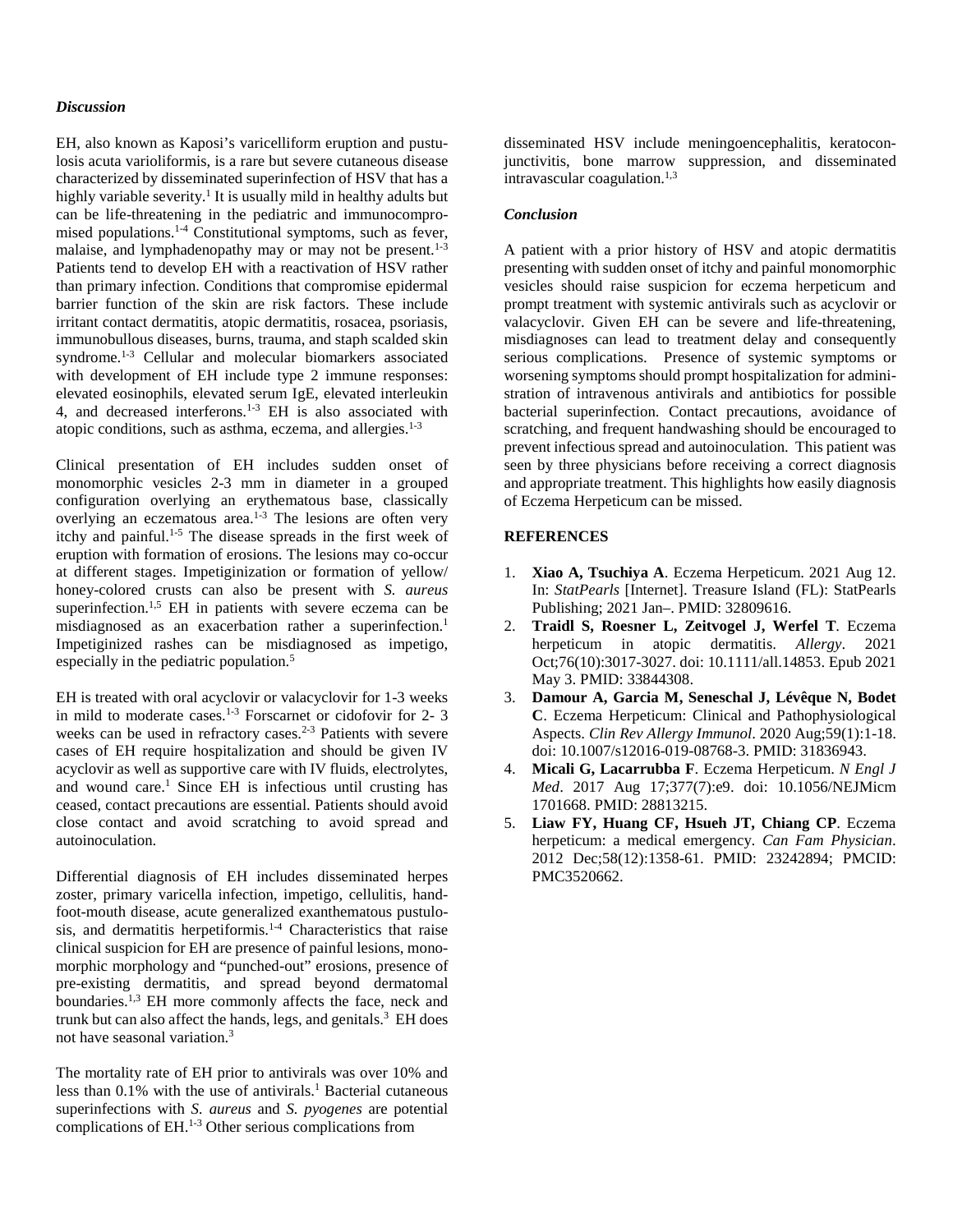### *Discussion*

EH, also known as Kaposi's varicelliform eruption and pustulosis acuta varioliformis, is a rare but severe cutaneous disease characterized by disseminated superinfection of HSV that has a highly variable severity.[1] It is usually mild in healthy adults but can be life-threatening in the pediatric and immunocompromised populations.[1-4] Constitutional symptoms, such as fever, malaise, and lymphadenopathy may or may not be present.[1-3] Patients tend to develop EH with a reactivation of HSV rather than primary infection. Conditions that compromise epidermal barrier function of the skin are risk factors. These include irritant contact dermatitis, atopic dermatitis, rosacea, psoriasis, immunobullous diseases, burns, trauma, and staph scalded skin syndrome.[1-3] Cellular and molecular biomarkers associated with development of EH include type 2 immune responses: elevated eosinophils, elevated serum IgE, elevated interleukin 4, and decreased interferons.[1-3] EH is also associated with atopic conditions, such as asthma, eczema, and allergies.[1-3]

Clinical presentation of EH includes sudden onset of monomorphic vesicles 2-3 mm in diameter in a grouped configuration overlying an erythematous base, classically overlying an eczematous area.[1-3] The lesions are often very itchy and painful.[1-5] The disease spreads in the first week of eruption with formation of erosions. The lesions may co-occur at different stages. Impetiginization or formation of yellow/honey-colored crusts can also be present with *S. aureus* superinfection.[1,5] EH in patients with severe eczema can be misdiagnosed as an exacerbation rather a superinfection.[1] Impetiginized rashes can be misdiagnosed as impetigo, especially in the pediatric population.[5]

EH is treated with oral acyclovir or valacyclovir for 1-3 weeks in mild to moderate cases.[1-3] Forscarnet or cidofovir for 2- 3 weeks can be used in refractory cases.[2-3] Patients with severe cases of EH require hospitalization and should be given IV acyclovir as well as supportive care with IV fluids, electrolytes, and wound care.[1] Since EH is infectious until crusting has ceased, contact precautions are essential. Patients should avoid close contact and avoid scratching to avoid spread and autoinoculation.

Differential diagnosis of EH includes disseminated herpes zoster, primary varicella infection, impetigo, cellulitis, hand-foot-mouth disease, acute generalized exanthematous pustulosis, and dermatitis herpetiformis.[1-4] Characteristics that raise clinical suspicion for EH are presence of painful lesions, monomorphic morphology and "punched-out" erosions, presence of pre-existing dermatitis, and spread beyond dermatomal boundaries.[1,3] EH more commonly affects the face, neck and trunk but can also affect the hands, legs, and genitals.[3] EH does not have seasonal variation.[3]

The mortality rate of EH prior to antivirals was over 10% and less than 0.1% with the use of antivirals.[1] Bacterial cutaneous superinfections with *S. aureus* and *S. pyogenes* are potential complications of EH.[1-3] Other serious complications from disseminated HSV include meningoencephalitis, keratoconjunctivitis, bone marrow suppression, and disseminated intravascular coagulation.[1,3]

### *Conclusion*

A patient with a prior history of HSV and atopic dermatitis presenting with sudden onset of itchy and painful monomorphic vesicles should raise suspicion for eczema herpeticum and prompt treatment with systemic antivirals such as acyclovir or valacyclovir. Given EH can be severe and life-threatening, misdiagnoses can lead to treatment delay and consequently serious complications. Presence of systemic symptoms or worsening symptoms should prompt hospitalization for administration of intravenous antivirals and antibiotics for possible bacterial superinfection. Contact precautions, avoidance of scratching, and frequent handwashing should be encouraged to prevent infectious spread and autoinoculation. This patient was seen by three physicians before receiving a correct diagnosis and appropriate treatment. This highlights how easily diagnosis of Eczema Herpeticum can be missed.

### REFERENCES

1. **Xiao A, Tsuchiya A**. Eczema Herpeticum. 2021 Aug 12. In: *StatPearls* [Internet]. Treasure Island (FL): StatPearls Publishing; 2021 Jan–. PMID: 32809616.
2. **Traidl S, Roesner L, Zeitvogel J, Werfel T**. Eczema herpeticum in atopic dermatitis. *Allergy*. 2021 Oct;76(10):3017-3027. doi: 10.1111/all.14853. Epub 2021 May 3. PMID: 33844308.
3. **Damour A, Garcia M, Seneschal J, Lévêque N, Bodet C**. Eczema Herpeticum: Clinical and Pathophysiological Aspects. *Clin Rev Allergy Immunol*. 2020 Aug;59(1):1-18. doi: 10.1007/s12016-019-08768-3. PMID: 31836943.
4. **Micali G, Lacarrubba F**. Eczema Herpeticum. *N Engl J Med*. 2017 Aug 17;377(7):e9. doi: 10.1056/NEJMicm1701668. PMID: 28813215.
5. **Liaw FY, Huang CF, Hsueh JT, Chiang CP**. Eczema herpeticum: a medical emergency. *Can Fam Physician*. 2012 Dec;58(12):1358-61. PMID: 23242894; PMCID: PMC3520662.